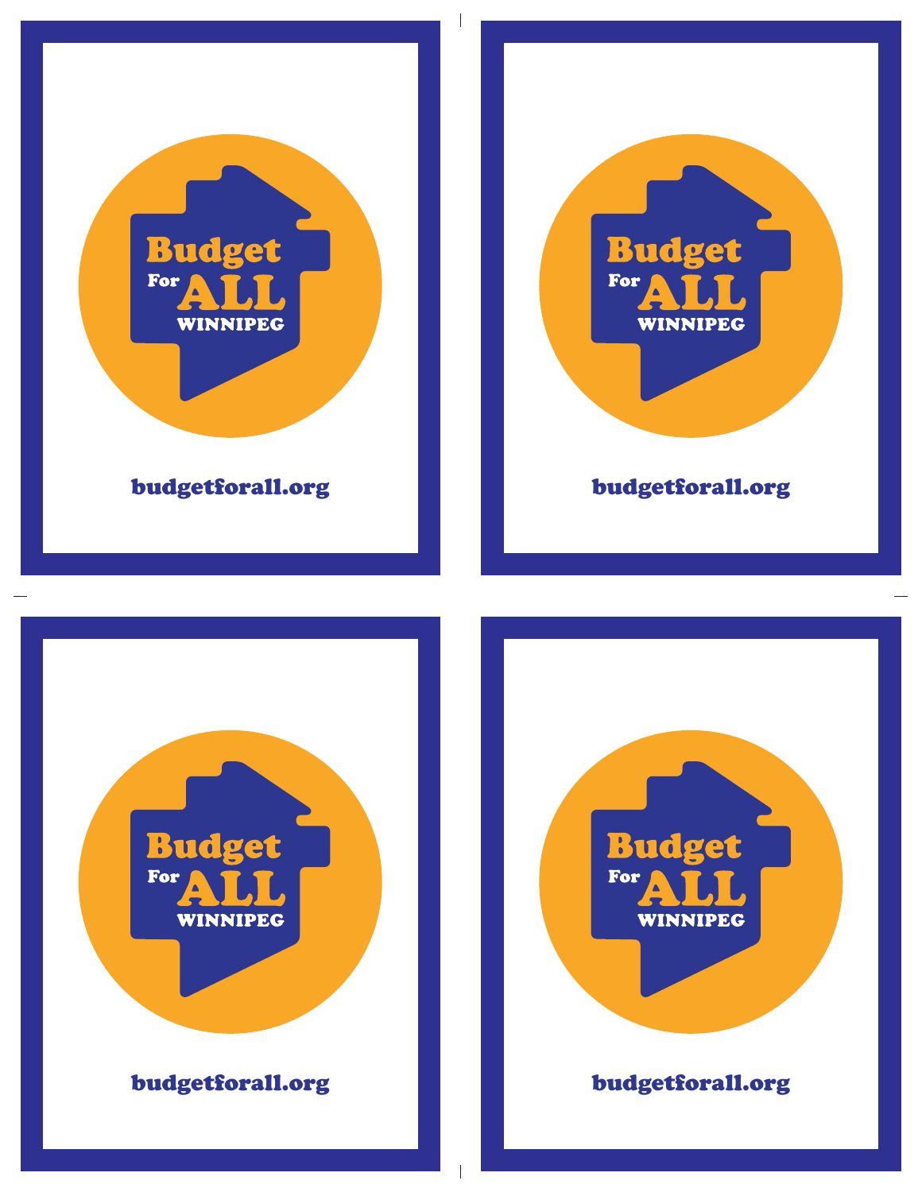Budget For ALL WINNIPEG

budgetforall.org

Budget For ALL WINNIPEG

budgetforall.org

Budget For ALL WINNIPEG

budgetforall.org

Budget For ALL WINNIPEG

budgetforall.org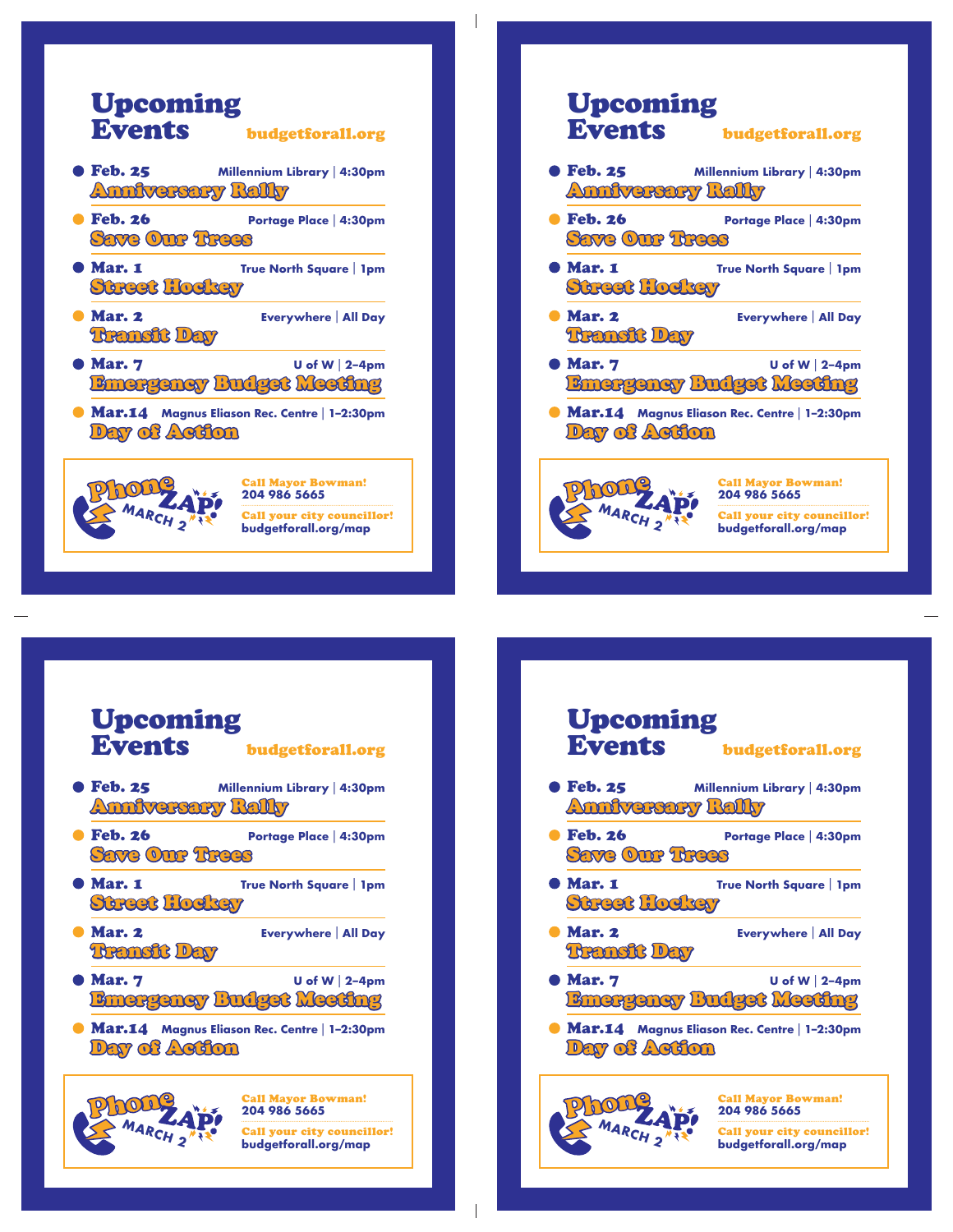# Upcoming Events

budgetforall.org

- **Feb. 25** — Millennium Library | 4:30pm
  **Anniversary Rally**
- **Feb. 26** — Portage Place | 4:30pm
  **Save Our Trees**
- **Mar. 1** — True North Square | 1pm
  **Street Hockey**
- **Mar. 2** — Everywhere | All Day
  **Transit Day**
- **Mar. 7** — U of W | 2–4pm
  **Emergency Budget Meeting**
- **Mar.14** — Magnus Eliason Rec. Centre | 1–2:30pm
  **Day of Action**

**Phone ZAP!** MARCH 2

**Call Mayor Bowman!**
204 986 5665

**Call your city councillor!**
budgetforall.org/map

# Upcoming Events

budgetforall.org

- **Feb. 25** — Millennium Library | 4:30pm
  **Anniversary Rally**
- **Feb. 26** — Portage Place | 4:30pm
  **Save Our Trees**
- **Mar. 1** — True North Square | 1pm
  **Street Hockey**
- **Mar. 2** — Everywhere | All Day
  **Transit Day**
- **Mar. 7** — U of W | 2–4pm
  **Emergency Budget Meeting**
- **Mar.14** — Magnus Eliason Rec. Centre | 1–2:30pm
  **Day of Action**

**Phone ZAP!** MARCH 2

**Call Mayor Bowman!**
204 986 5665

**Call your city councillor!**
budgetforall.org/map

# Upcoming Events

budgetforall.org

- **Feb. 25** — Millennium Library | 4:30pm
  **Anniversary Rally**
- **Feb. 26** — Portage Place | 4:30pm
  **Save Our Trees**
- **Mar. 1** — True North Square | 1pm
  **Street Hockey**
- **Mar. 2** — Everywhere | All Day
  **Transit Day**
- **Mar. 7** — U of W | 2–4pm
  **Emergency Budget Meeting**
- **Mar.14** — Magnus Eliason Rec. Centre | 1–2:30pm
  **Day of Action**

**Phone ZAP!** MARCH 2

**Call Mayor Bowman!**
204 986 5665

**Call your city councillor!**
budgetforall.org/map

# Upcoming Events

budgetforall.org

- **Feb. 25** — Millennium Library | 4:30pm
  **Anniversary Rally**
- **Feb. 26** — Portage Place | 4:30pm
  **Save Our Trees**
- **Mar. 1** — True North Square | 1pm
  **Street Hockey**
- **Mar. 2** — Everywhere | All Day
  **Transit Day**
- **Mar. 7** — U of W | 2–4pm
  **Emergency Budget Meeting**
- **Mar.14** — Magnus Eliason Rec. Centre | 1–2:30pm
  **Day of Action**

**Phone ZAP!** MARCH 2

**Call Mayor Bowman!**
204 986 5665

**Call your city councillor!**
budgetforall.org/map